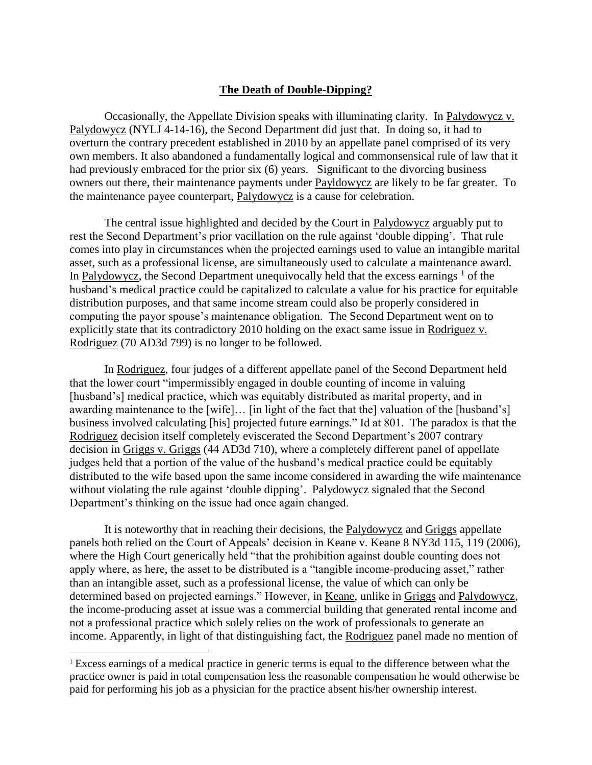# The Death of Double-Dipping?

Occasionally, the Appellate Division speaks with illuminating clarity. In Palydowycz v. Palydowycz (NYLJ 4-14-16), the Second Department did just that. In doing so, it had to overturn the contrary precedent established in 2010 by an appellate panel comprised of its very own members. It also abandoned a fundamentally logical and commonsensical rule of law that it had previously embraced for the prior six (6) years. Significant to the divorcing business owners out there, their maintenance payments under Payldowycz are likely to be far greater. To the maintenance payee counterpart, Palydowycz is a cause for celebration.

The central issue highlighted and decided by the Court in Palydowycz arguably put to rest the Second Department's prior vacillation on the rule against 'double dipping'. That rule comes into play in circumstances when the projected earnings used to value an intangible marital asset, such as a professional license, are simultaneously used to calculate a maintenance award. In Palydowycz, the Second Department unequivocally held that the excess earnings [1] of the husband's medical practice could be capitalized to calculate a value for his practice for equitable distribution purposes, and that same income stream could also be properly considered in computing the payor spouse's maintenance obligation. The Second Department went on to explicitly state that its contradictory 2010 holding on the exact same issue in Rodriguez v. Rodriguez (70 AD3d 799) is no longer to be followed.

In Rodriguez, four judges of a different appellate panel of the Second Department held that the lower court "impermissibly engaged in double counting of income in valuing [husband's] medical practice, which was equitably distributed as marital property, and in awarding maintenance to the [wife]… [in light of the fact that the] valuation of the [husband's] business involved calculating [his] projected future earnings." Id at 801. The paradox is that the Rodriguez decision itself completely eviscerated the Second Department's 2007 contrary decision in Griggs v. Griggs (44 AD3d 710), where a completely different panel of appellate judges held that a portion of the value of the husband's medical practice could be equitably distributed to the wife based upon the same income considered in awarding the wife maintenance without violating the rule against 'double dipping'. Palydowycz signaled that the Second Department's thinking on the issue had once again changed.

It is noteworthy that in reaching their decisions, the Palydowycz and Griggs appellate panels both relied on the Court of Appeals' decision in Keane v. Keane 8 NY3d 115, 119 (2006), where the High Court generically held "that the prohibition against double counting does not apply where, as here, the asset to be distributed is a "tangible income-producing asset," rather than an intangible asset, such as a professional license, the value of which can only be determined based on projected earnings." However, in Keane, unlike in Griggs and Palydowycz, the income-producing asset at issue was a commercial building that generated rental income and not a professional practice which solely relies on the work of professionals to generate an income. Apparently, in light of that distinguishing fact, the Rodriguez panel made no mention of

[1] Excess earnings of a medical practice in generic terms is equal to the difference between what the practice owner is paid in total compensation less the reasonable compensation he would otherwise be paid for performing his job as a physician for the practice absent his/her ownership interest.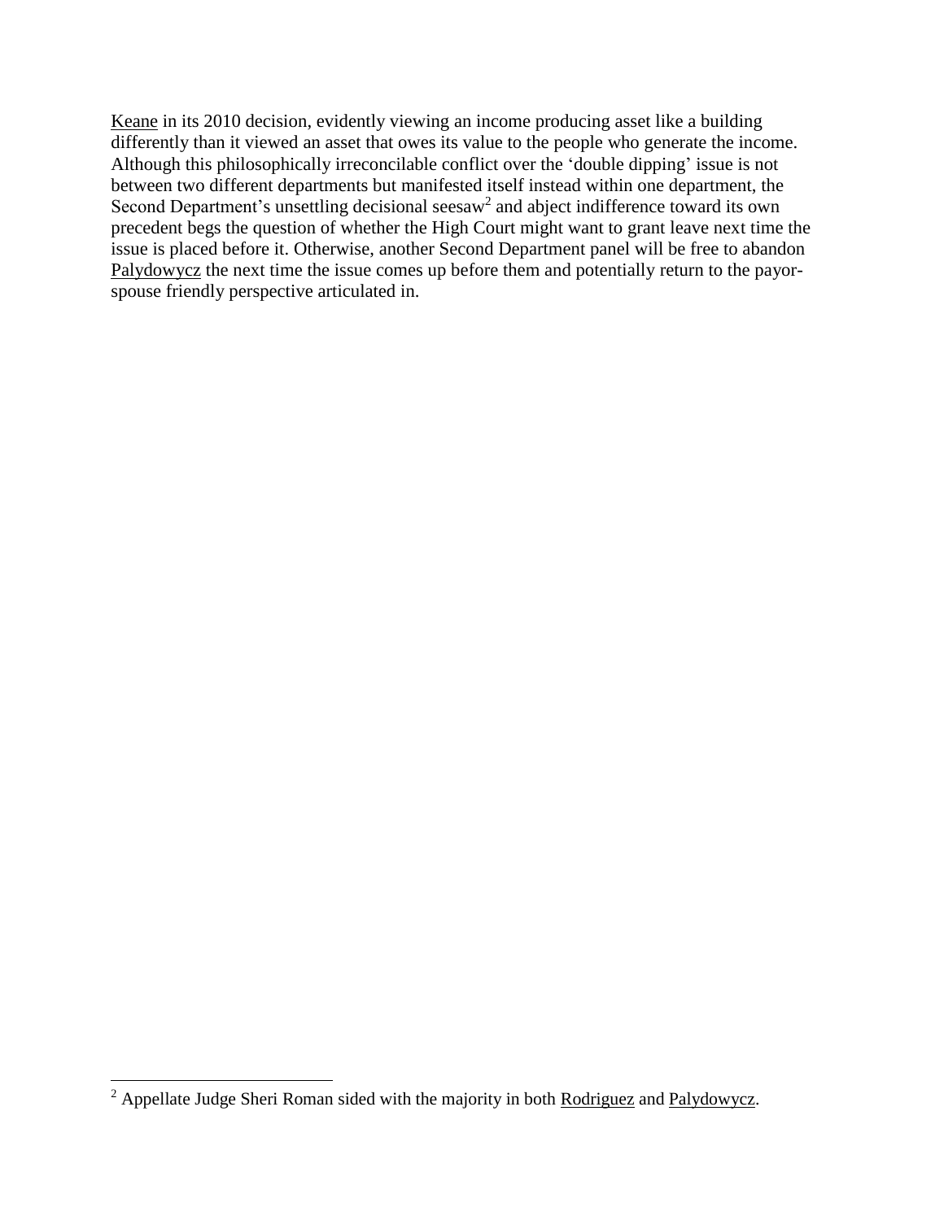Keane in its 2010 decision, evidently viewing an income producing asset like a building differently than it viewed an asset that owes its value to the people who generate the income. Although this philosophically irreconcilable conflict over the 'double dipping' issue is not between two different departments but manifested itself instead within one department, the Second Department's unsettling decisional seesaw[2] and abject indifference toward its own precedent begs the question of whether the High Court might want to grant leave next time the issue is placed before it. Otherwise, another Second Department panel will be free to abandon Palydowycz the next time the issue comes up before them and potentially return to the payor-spouse friendly perspective articulated in.

---

[2] Appellate Judge Sheri Roman sided with the majority in both Rodriguez and Palydowycz.